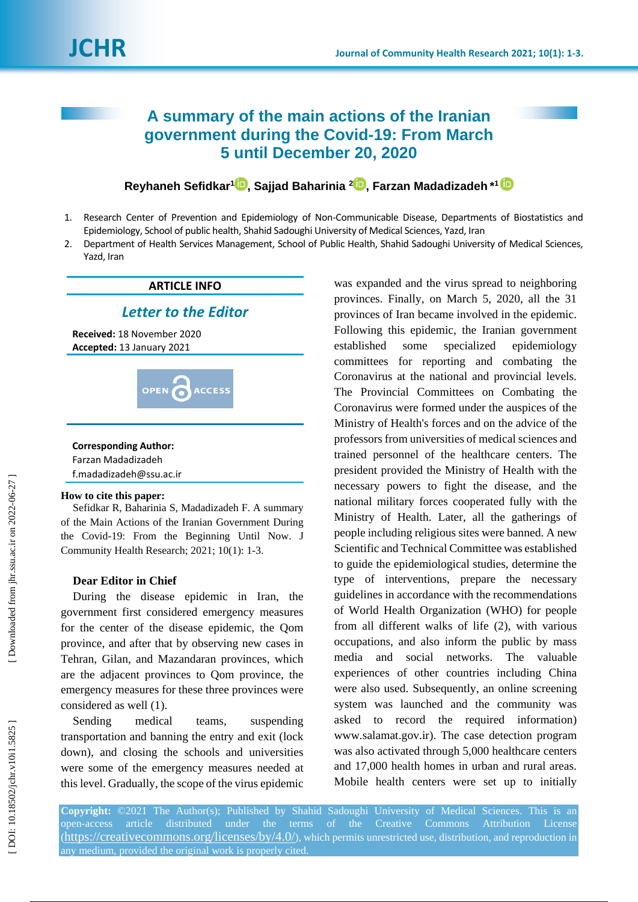# A summary of the main actions of the Iranian government during the Covid-19: From March 5 until December 20, 2020

**Reyhaneh Sefidkar[1], Sajjad Baharinia [2], Farzan Madadizadeh *[1]**

1. Research Center of Prevention and Epidemiology of Non-Communicable Disease, Departments of Biostatistics and Epidemiology, School of public health, Shahid Sadoughi University of Medical Sciences, Yazd, Iran
2. Department of Health Services Management, School of Public Health, Shahid Sadoughi University of Medical Sciences, Yazd, Iran

**ARTICLE INFO**

*Letter to the Editor*

**Received:** 18 November 2020
**Accepted:** 13 January 2021

**Corresponding Author:**
Farzan Madadizadeh
f.madadizadeh@ssu.ac.ir

**How to cite this paper:**
Sefidkar R, Baharinia S, Madadizadeh F. A summary of the Main Actions of the Iranian Government During the Covid-19: From the Beginning Until Now. J Community Health Research; 2021; 10(1): 1-3.

**Dear Editor in Chief**

During the disease epidemic in Iran, the government first considered emergency measures for the center of the disease epidemic, the Qom province, and after that by observing new cases in Tehran, Gilan, and Mazandaran provinces, which are the adjacent provinces to Qom province, the emergency measures for these three provinces were considered as well (1).

Sending medical teams, suspending transportation and banning the entry and exit (lock down), and closing the schools and universities were some of the emergency measures needed at this level. Gradually, the scope of the virus epidemic was expanded and the virus spread to neighboring provinces. Finally, on March 5, 2020, all the 31 provinces of Iran became involved in the epidemic. Following this epidemic, the Iranian government established some specialized epidemiology committees for reporting and combating the Coronavirus at the national and provincial levels. The Provincial Committees on Combating the Coronavirus were formed under the auspices of the Ministry of Health's forces and on the advice of the professors from universities of medical sciences and trained personnel of the healthcare centers. The president provided the Ministry of Health with the necessary powers to fight the disease, and the national military forces cooperated fully with the Ministry of Health. Later, all the gatherings of people including religious sites were banned. A new Scientific and Technical Committee was established to guide the epidemiological studies, determine the type of interventions, prepare the necessary guidelines in accordance with the recommendations of World Health Organization (WHO) for people from all different walks of life (2), with various occupations, and also inform the public by mass media and social networks. The valuable experiences of other countries including China were also used. Subsequently, an online screening system was launched and the community was asked to record the required information) www.salamat.gov.ir). The case detection program was also activated through 5,000 healthcare centers and 17,000 health homes in urban and rural areas. Mobile health centers were set up to initially

**Copyright:** ©2021 The Author(s); Published by Shahid Sadoughi University of Medical Sciences. This is an open-access article distributed under the terms of the Creative Commons Attribution License (https://creativecommons.org/licenses/by/4.0/), which permits unrestricted use, distribution, and reproduction in any medium, provided the original work is properly cited.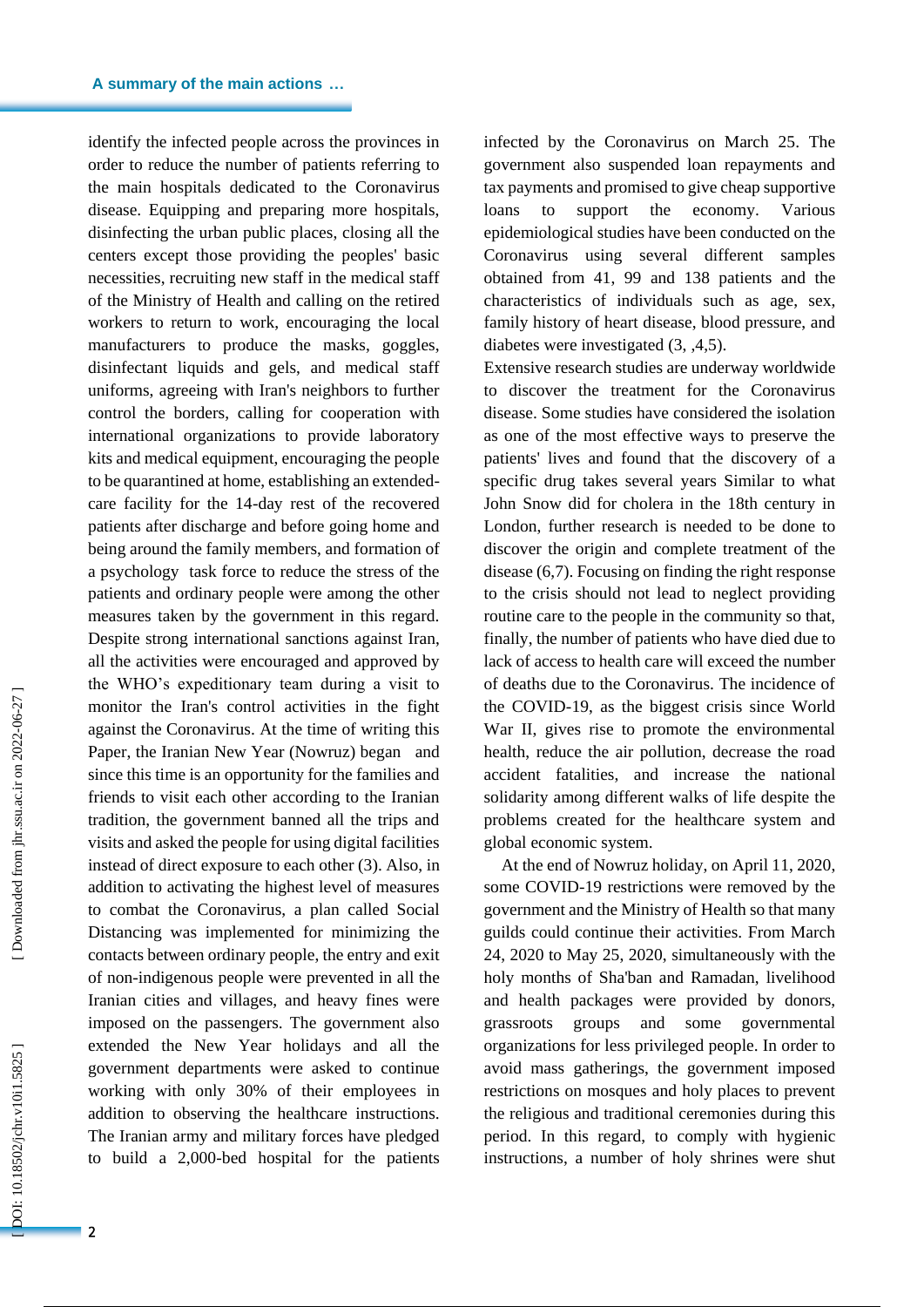identify the infected people across the provinces in order to reduce the number of patients referring to the main hospitals dedicated to the Coronavirus disease. Equipping and preparing more hospitals, disinfecting the urban public places, closing all the centers except those providing the peoples' basic necessities, recruiting new staff in the medical staff of the Ministry of Health and calling on the retired workers to return to work, encouraging the local manufacturers to produce the masks, goggles, disinfectant liquids and gels, and medical staff uniforms, agreeing with Iran's neighbors to further control the borders, calling for cooperation with international organizations to provide laboratory kits and medical equipment, encouraging the people to be quarantined at home, establishing an extended-care facility for the 14-day rest of the recovered patients after discharge and before going home and being around the family members, and formation of a psychology task force to reduce the stress of the patients and ordinary people were among the other measures taken by the government in this regard. Despite strong international sanctions against Iran, all the activities were encouraged and approved by the WHO's expeditionary team during a visit to monitor the Iran's control activities in the fight against the Coronavirus. At the time of writing this Paper, the Iranian New Year (Nowruz) began and since this time is an opportunity for the families and friends to visit each other according to the Iranian tradition, the government banned all the trips and visits and asked the people for using digital facilities instead of direct exposure to each other (3). Also, in addition to activating the highest level of measures to combat the Coronavirus, a plan called Social Distancing was implemented for minimizing the contacts between ordinary people, the entry and exit of non-indigenous people were prevented in all the Iranian cities and villages, and heavy fines were imposed on the passengers. The government also extended the New Year holidays and all the government departments were asked to continue working with only 30% of their employees in addition to observing the healthcare instructions. The Iranian army and military forces have pledged to build a 2,000-bed hospital for the patients infected by the Coronavirus on March 25. The government also suspended loan repayments and tax payments and promised to give cheap supportive loans to support the economy. Various epidemiological studies have been conducted on the Coronavirus using several different samples obtained from 41, 99 and 138 patients and the characteristics of individuals such as age, sex, family history of heart disease, blood pressure, and diabetes were investigated (3, ,4,5).

Extensive research studies are underway worldwide to discover the treatment for the Coronavirus disease. Some studies have considered the isolation as one of the most effective ways to preserve the patients' lives and found that the discovery of a specific drug takes several years Similar to what John Snow did for cholera in the 18th century in London, further research is needed to be done to discover the origin and complete treatment of the disease (6,7). Focusing on finding the right response to the crisis should not lead to neglect providing routine care to the people in the community so that, finally, the number of patients who have died due to lack of access to health care will exceed the number of deaths due to the Coronavirus. The incidence of the COVID-19, as the biggest crisis since World War II, gives rise to promote the environmental health, reduce the air pollution, decrease the road accident fatalities, and increase the national solidarity among different walks of life despite the problems created for the healthcare system and global economic system.

At the end of Nowruz holiday, on April 11, 2020, some COVID-19 restrictions were removed by the government and the Ministry of Health so that many guilds could continue their activities. From March 24, 2020 to May 25, 2020, simultaneously with the holy months of Sha'ban and Ramadan, livelihood and health packages were provided by donors, grassroots groups and some governmental organizations for less privileged people. In order to avoid mass gatherings, the government imposed restrictions on mosques and holy places to prevent the religious and traditional ceremonies during this period. In this regard, to comply with hygienic instructions, a number of holy shrines were shut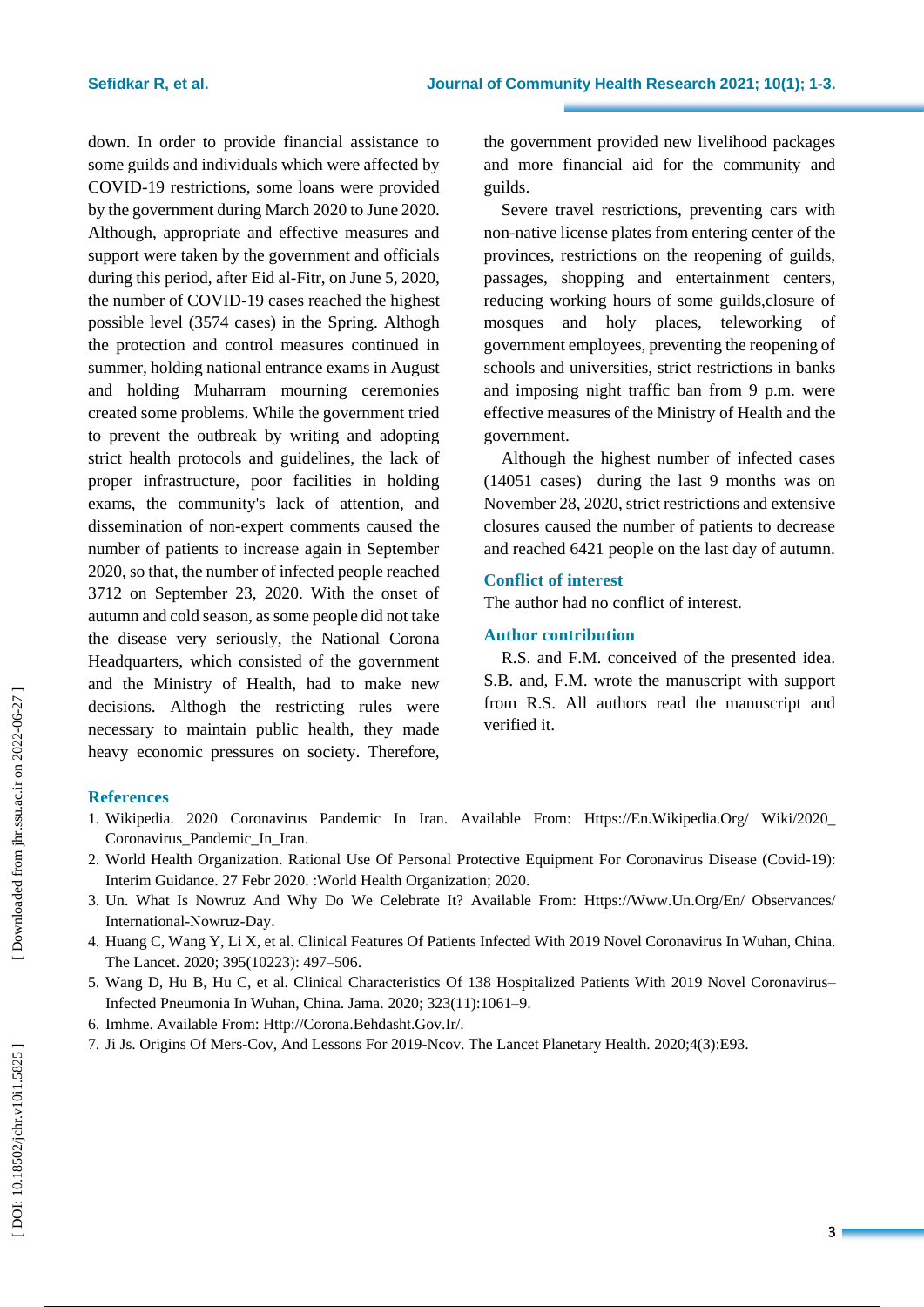down. In order to provide financial assistance to some guilds and individuals which were affected by COVID-19 restrictions, some loans were provided by the government during March 2020 to June 2020. Although, appropriate and effective measures and support were taken by the government and officials during this period, after Eid al-Fitr, on June 5, 2020, the number of COVID-19 cases reached the highest possible level (3574 cases) in the Spring. Althogh the protection and control measures continued in summer, holding national entrance exams in August and holding Muharram mourning ceremonies created some problems. While the government tried to prevent the outbreak by writing and adopting strict health protocols and guidelines, the lack of proper infrastructure, poor facilities in holding exams, the community's lack of attention, and dissemination of non-expert comments caused the number of patients to increase again in September 2020, so that, the number of infected people reached 3712 on September 23, 2020. With the onset of autumn and cold season, as some people did not take the disease very seriously, the National Corona Headquarters, which consisted of the government and the Ministry of Health, had to make new decisions. Althogh the restricting rules were necessary to maintain public health, they made heavy economic pressures on society. Therefore, the government provided new livelihood packages and more financial aid for the community and guilds.

Severe travel restrictions, preventing cars with non-native license plates from entering center of the provinces, restrictions on the reopening of guilds, passages, shopping and entertainment centers, reducing working hours of some guilds,closure of mosques and holy places, teleworking of government employees, preventing the reopening of schools and universities, strict restrictions in banks and imposing night traffic ban from 9 p.m. were effective measures of the Ministry of Health and the government.

Although the highest number of infected cases (14051 cases) during the last 9 months was on November 28, 2020, strict restrictions and extensive closures caused the number of patients to decrease and reached 6421 people on the last day of autumn.

## Conflict of interest

The author had no conflict of interest.

## Author contribution

R.S. and F.M. conceived of the presented idea. S.B. and, F.M. wrote the manuscript with support from R.S. All authors read the manuscript and verified it.

## References

1. Wikipedia. 2020 Coronavirus Pandemic In Iran. Available From: Https://En.Wikipedia.Org/ Wiki/2020_Coronavirus_Pandemic_In_Iran.
2. World Health Organization. Rational Use Of Personal Protective Equipment For Coronavirus Disease (Covid-19): Interim Guidance. 27 Febr 2020. :World Health Organization; 2020.
3. Un. What Is Nowruz And Why Do We Celebrate It? Available From: Https://Www.Un.Org/En/ Observances/ International-Nowruz-Day.
4. Huang C, Wang Y, Li X, et al. Clinical Features Of Patients Infected With 2019 Novel Coronavirus In Wuhan, China. The Lancet. 2020; 395(10223): 497–506.
5. Wang D, Hu B, Hu C, et al. Clinical Characteristics Of 138 Hospitalized Patients With 2019 Novel Coronavirus–Infected Pneumonia In Wuhan, China. Jama. 2020; 323(11):1061–9.
6. Imhme. Available From: Http://Corona.Behdasht.Gov.Ir/.
7. Ji Js. Origins Of Mers-Cov, And Lessons For 2019-Ncov. The Lancet Planetary Health. 2020;4(3):E93.